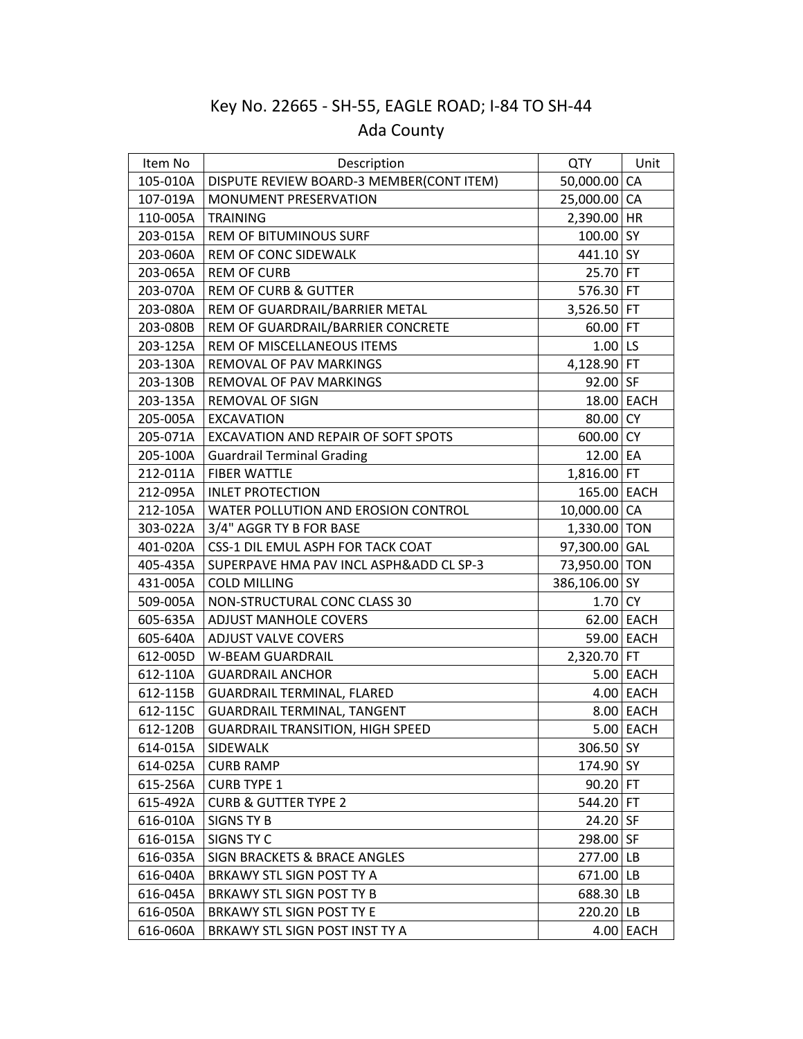# Key No. 22665 - SH-55, EAGLE ROAD; I-84 TO SH-44

## Ada County

| Item No | Description | QTY | Unit |
|---|---|---|---|
| 105-010A | DISPUTE REVIEW BOARD-3 MEMBER(CONT ITEM) | 50,000.00 | CA |
| 107-019A | MONUMENT PRESERVATION | 25,000.00 | CA |
| 110-005A | TRAINING | 2,390.00 | HR |
| 203-015A | REM OF BITUMINOUS SURF | 100.00 | SY |
| 203-060A | REM OF CONC SIDEWALK | 441.10 | SY |
| 203-065A | REM OF CURB | 25.70 | FT |
| 203-070A | REM OF CURB & GUTTER | 576.30 | FT |
| 203-080A | REM OF GUARDRAIL/BARRIER METAL | 3,526.50 | FT |
| 203-080B | REM OF GUARDRAIL/BARRIER CONCRETE | 60.00 | FT |
| 203-125A | REM OF MISCELLANEOUS ITEMS | 1.00 | LS |
| 203-130A | REMOVAL OF PAV MARKINGS | 4,128.90 | FT |
| 203-130B | REMOVAL OF PAV MARKINGS | 92.00 | SF |
| 203-135A | REMOVAL OF SIGN | 18.00 | EACH |
| 205-005A | EXCAVATION | 80.00 | CY |
| 205-071A | EXCAVATION AND REPAIR OF SOFT SPOTS | 600.00 | CY |
| 205-100A | Guardrail Terminal Grading | 12.00 | EA |
| 212-011A | FIBER WATTLE | 1,816.00 | FT |
| 212-095A | INLET PROTECTION | 165.00 | EACH |
| 212-105A | WATER POLLUTION AND EROSION CONTROL | 10,000.00 | CA |
| 303-022A | 3/4" AGGR TY B FOR BASE | 1,330.00 | TON |
| 401-020A | CSS-1 DIL EMUL ASPH FOR TACK COAT | 97,300.00 | GAL |
| 405-435A | SUPERPAVE HMA PAV INCL ASPH&ADD CL SP-3 | 73,950.00 | TON |
| 431-005A | COLD MILLING | 386,106.00 | SY |
| 509-005A | NON-STRUCTURAL CONC CLASS 30 | 1.70 | CY |
| 605-635A | ADJUST MANHOLE COVERS | 62.00 | EACH |
| 605-640A | ADJUST VALVE COVERS | 59.00 | EACH |
| 612-005D | W-BEAM GUARDRAIL | 2,320.70 | FT |
| 612-110A | GUARDRAIL ANCHOR | 5.00 | EACH |
| 612-115B | GUARDRAIL TERMINAL, FLARED | 4.00 | EACH |
| 612-115C | GUARDRAIL TERMINAL, TANGENT | 8.00 | EACH |
| 612-120B | GUARDRAIL TRANSITION, HIGH SPEED | 5.00 | EACH |
| 614-015A | SIDEWALK | 306.50 | SY |
| 614-025A | CURB RAMP | 174.90 | SY |
| 615-256A | CURB TYPE 1 | 90.20 | FT |
| 615-492A | CURB & GUTTER TYPE 2 | 544.20 | FT |
| 616-010A | SIGNS TY B | 24.20 | SF |
| 616-015A | SIGNS TY C | 298.00 | SF |
| 616-035A | SIGN BRACKETS & BRACE ANGLES | 277.00 | LB |
| 616-040A | BRKAWY STL SIGN POST TY A | 671.00 | LB |
| 616-045A | BRKAWY STL SIGN POST TY B | 688.30 | LB |
| 616-050A | BRKAWY STL SIGN POST TY E | 220.20 | LB |
| 616-060A | BRKAWY STL SIGN POST INST TY A | 4.00 | EACH |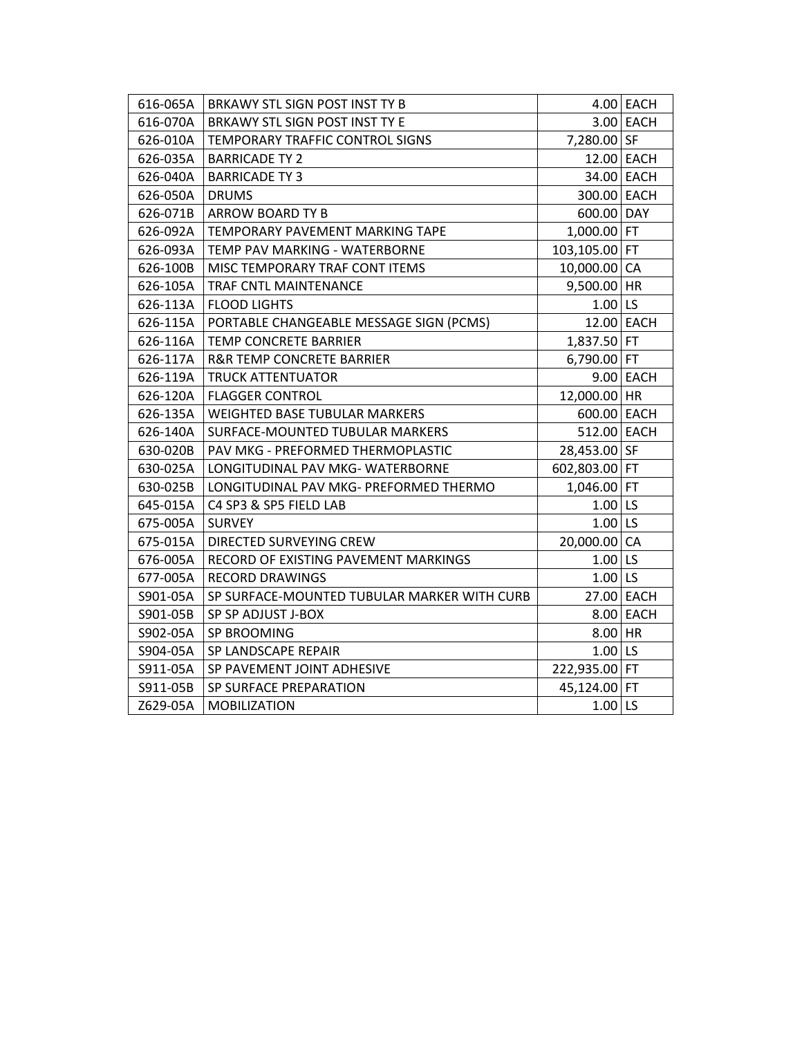| | | | |
|---|---|---|---|
| 616-065A | BRKAWY STL SIGN POST INST TY B | 4.00 | EACH |
| 616-070A | BRKAWY STL SIGN POST INST TY E | 3.00 | EACH |
| 626-010A | TEMPORARY TRAFFIC CONTROL SIGNS | 7,280.00 | SF |
| 626-035A | BARRICADE TY 2 | 12.00 | EACH |
| 626-040A | BARRICADE TY 3 | 34.00 | EACH |
| 626-050A | DRUMS | 300.00 | EACH |
| 626-071B | ARROW BOARD TY B | 600.00 | DAY |
| 626-092A | TEMPORARY PAVEMENT MARKING TAPE | 1,000.00 | FT |
| 626-093A | TEMP PAV MARKING - WATERBORNE | 103,105.00 | FT |
| 626-100B | MISC TEMPORARY TRAF CONT ITEMS | 10,000.00 | CA |
| 626-105A | TRAF CNTL MAINTENANCE | 9,500.00 | HR |
| 626-113A | FLOOD LIGHTS | 1.00 | LS |
| 626-115A | PORTABLE CHANGEABLE MESSAGE SIGN (PCMS) | 12.00 | EACH |
| 626-116A | TEMP CONCRETE BARRIER | 1,837.50 | FT |
| 626-117A | R&R TEMP CONCRETE BARRIER | 6,790.00 | FT |
| 626-119A | TRUCK ATTENTUATOR | 9.00 | EACH |
| 626-120A | FLAGGER CONTROL | 12,000.00 | HR |
| 626-135A | WEIGHTED BASE TUBULAR MARKERS | 600.00 | EACH |
| 626-140A | SURFACE-MOUNTED TUBULAR MARKERS | 512.00 | EACH |
| 630-020B | PAV MKG - PREFORMED THERMOPLASTIC | 28,453.00 | SF |
| 630-025A | LONGITUDINAL PAV MKG- WATERBORNE | 602,803.00 | FT |
| 630-025B | LONGITUDINAL PAV MKG- PREFORMED THERMO | 1,046.00 | FT |
| 645-015A | C4 SP3 & SP5 FIELD LAB | 1.00 | LS |
| 675-005A | SURVEY | 1.00 | LS |
| 675-015A | DIRECTED SURVEYING CREW | 20,000.00 | CA |
| 676-005A | RECORD OF EXISTING PAVEMENT MARKINGS | 1.00 | LS |
| 677-005A | RECORD DRAWINGS | 1.00 | LS |
| S901-05A | SP SURFACE-MOUNTED TUBULAR MARKER WITH CURB | 27.00 | EACH |
| S901-05B | SP SP ADJUST J-BOX | 8.00 | EACH |
| S902-05A | SP BROOMING | 8.00 | HR |
| S904-05A | SP LANDSCAPE REPAIR | 1.00 | LS |
| S911-05A | SP PAVEMENT JOINT ADHESIVE | 222,935.00 | FT |
| S911-05B | SP SURFACE PREPARATION | 45,124.00 | FT |
| Z629-05A | MOBILIZATION | 1.00 | LS |